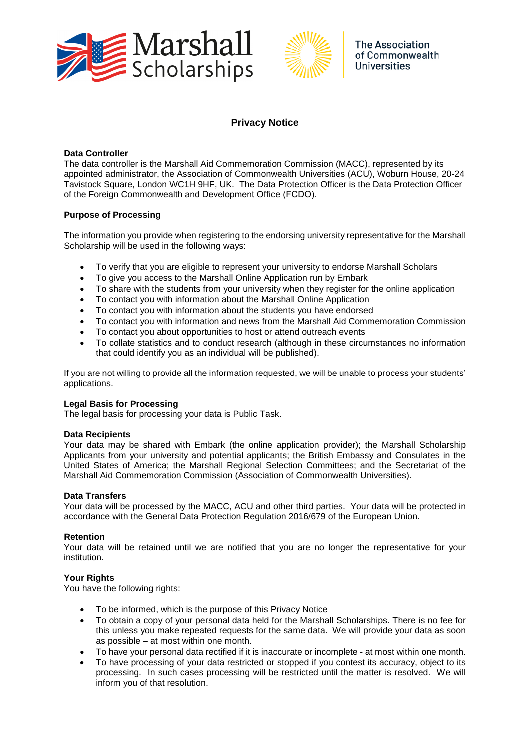Marshall Scholarships

The Association of Commonwealth Universities

# Privacy Notice

**Data Controller**
The data controller is the Marshall Aid Commemoration Commission (MACC), represented by its appointed administrator, the Association of Commonwealth Universities (ACU), Woburn House, 20-24 Tavistock Square, London WC1H 9HF, UK. The Data Protection Officer is the Data Protection Officer of the Foreign Commonwealth and Development Office (FCDO).

**Purpose of Processing**

The information you provide when registering to the endorsing university representative for the Marshall Scholarship will be used in the following ways:

- To verify that you are eligible to represent your university to endorse Marshall Scholars
- To give you access to the Marshall Online Application run by Embark
- To share with the students from your university when they register for the online application
- To contact you with information about the Marshall Online Application
- To contact you with information about the students you have endorsed
- To contact you with information and news from the Marshall Aid Commemoration Commission
- To contact you about opportunities to host or attend outreach events
- To collate statistics and to conduct research (although in these circumstances no information that could identify you as an individual will be published).

If you are not willing to provide all the information requested, we will be unable to process your students' applications.

**Legal Basis for Processing**
The legal basis for processing your data is Public Task.

**Data Recipients**
Your data may be shared with Embark (the online application provider); the Marshall Scholarship Applicants from your university and potential applicants; the British Embassy and Consulates in the United States of America; the Marshall Regional Selection Committees; and the Secretariat of the Marshall Aid Commemoration Commission (Association of Commonwealth Universities).

**Data Transfers**
Your data will be processed by the MACC, ACU and other third parties. Your data will be protected in accordance with the General Data Protection Regulation 2016/679 of the European Union.

**Retention**
Your data will be retained until we are notified that you are no longer the representative for your institution.

**Your Rights**
You have the following rights:

- To be informed, which is the purpose of this Privacy Notice
- To obtain a copy of your personal data held for the Marshall Scholarships. There is no fee for this unless you make repeated requests for the same data. We will provide your data as soon as possible – at most within one month.
- To have your personal data rectified if it is inaccurate or incomplete - at most within one month.
- To have processing of your data restricted or stopped if you contest its accuracy, object to its processing. In such cases processing will be restricted until the matter is resolved. We will inform you of that resolution.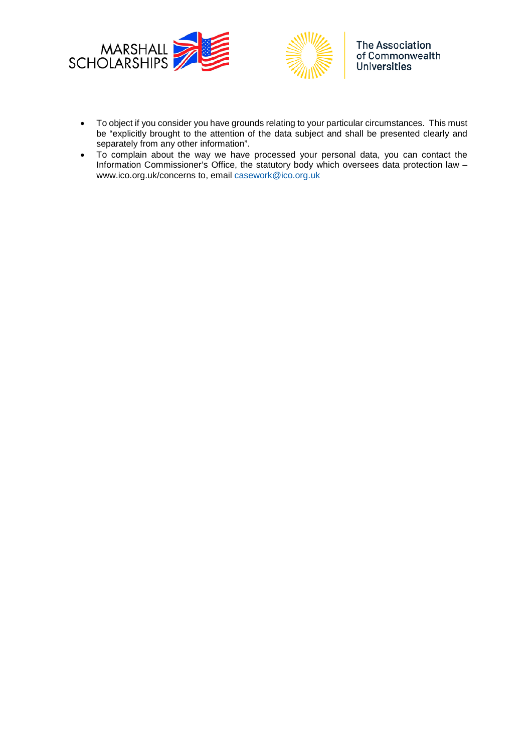- To object if you consider you have grounds relating to your particular circumstances. This must be "explicitly brought to the attention of the data subject and shall be presented clearly and separately from any other information".
- To complain about the way we have processed your personal data, you can contact the Information Commissioner's Office, the statutory body which oversees data protection law – www.ico.org.uk/concerns to, email casework@ico.org.uk